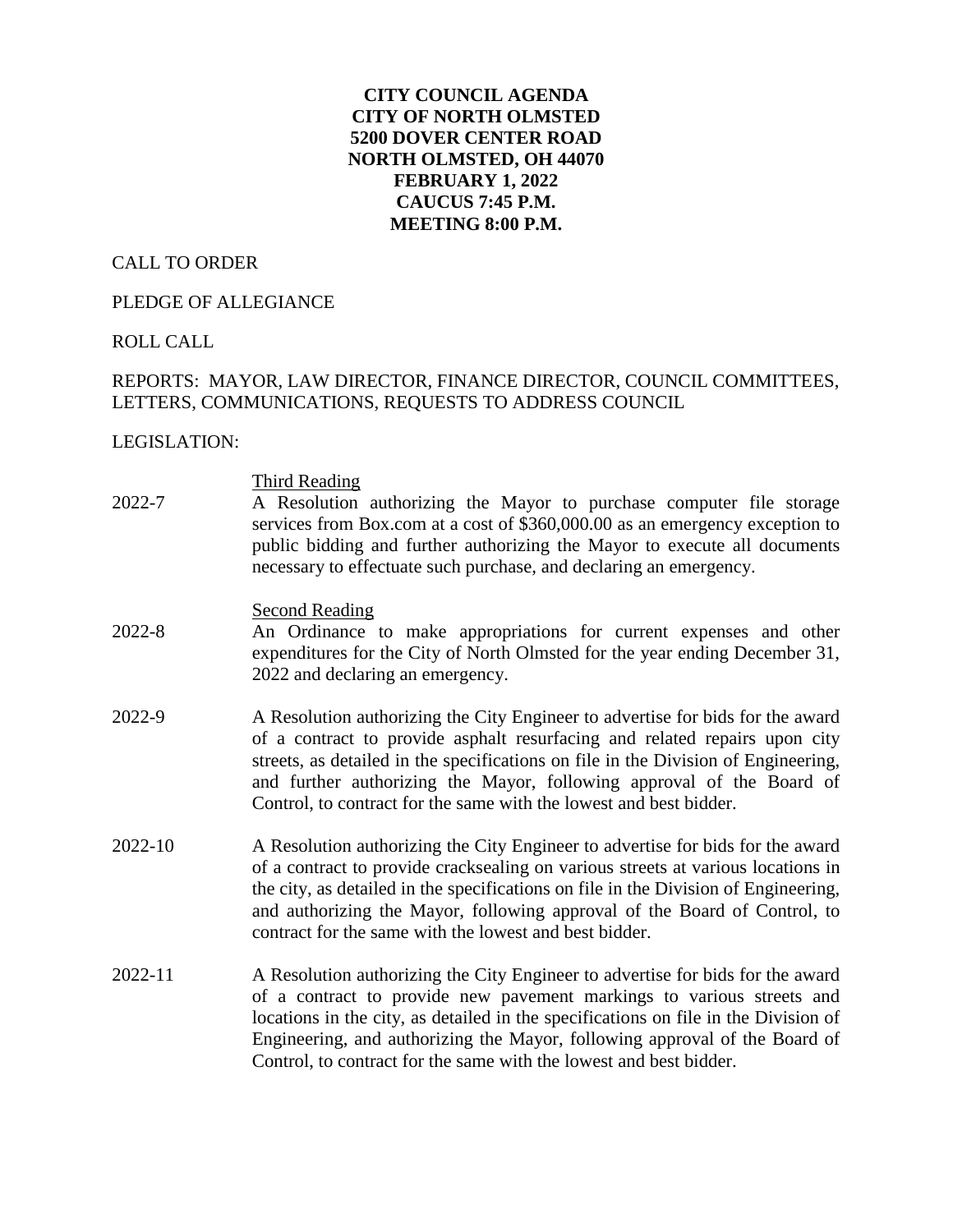**CITY COUNCIL AGENDA**
**CITY OF NORTH OLMSTED**
**5200 DOVER CENTER ROAD**
**NORTH OLMSTED, OH 44070**
**FEBRUARY 1, 2022**
**CAUCUS 7:45 P.M.**
**MEETING 8:00 P.M.**

CALL TO ORDER

PLEDGE OF ALLEGIANCE

ROLL CALL

REPORTS: MAYOR, LAW DIRECTOR, FINANCE DIRECTOR, COUNCIL COMMITTEES, LETTERS, COMMUNICATIONS, REQUESTS TO ADDRESS COUNCIL

LEGISLATION:

Third Reading

2022-7 A Resolution authorizing the Mayor to purchase computer file storage services from Box.com at a cost of $360,000.00 as an emergency exception to public bidding and further authorizing the Mayor to execute all documents necessary to effectuate such purchase, and declaring an emergency.

Second Reading

2022-8 An Ordinance to make appropriations for current expenses and other expenditures for the City of North Olmsted for the year ending December 31, 2022 and declaring an emergency.

2022-9 A Resolution authorizing the City Engineer to advertise for bids for the award of a contract to provide asphalt resurfacing and related repairs upon city streets, as detailed in the specifications on file in the Division of Engineering, and further authorizing the Mayor, following approval of the Board of Control, to contract for the same with the lowest and best bidder.

2022-10 A Resolution authorizing the City Engineer to advertise for bids for the award of a contract to provide cracksealing on various streets at various locations in the city, as detailed in the specifications on file in the Division of Engineering, and authorizing the Mayor, following approval of the Board of Control, to contract for the same with the lowest and best bidder.

2022-11 A Resolution authorizing the City Engineer to advertise for bids for the award of a contract to provide new pavement markings to various streets and locations in the city, as detailed in the specifications on file in the Division of Engineering, and authorizing the Mayor, following approval of the Board of Control, to contract for the same with the lowest and best bidder.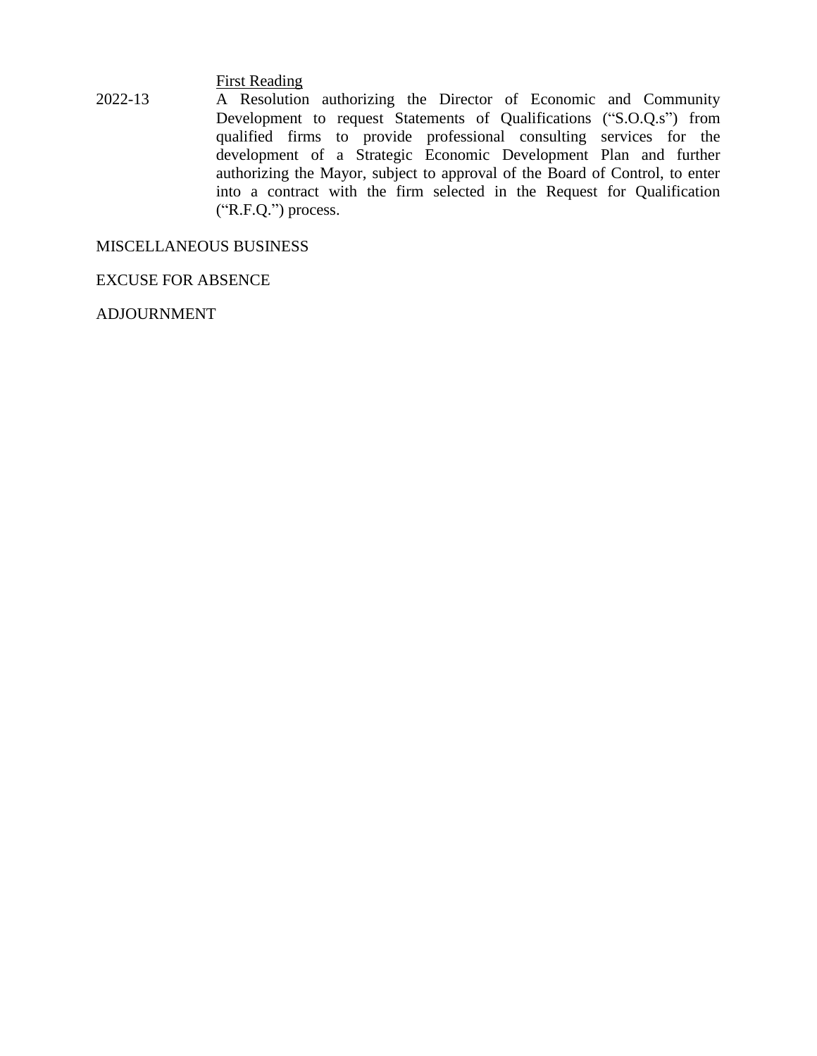<u>First Reading</u>

2022-13 A Resolution authorizing the Director of Economic and Community Development to request Statements of Qualifications ("S.O.Q.s") from qualified firms to provide professional consulting services for the development of a Strategic Economic Development Plan and further authorizing the Mayor, subject to approval of the Board of Control, to enter into a contract with the firm selected in the Request for Qualification ("R.F.Q.") process.

MISCELLANEOUS BUSINESS

EXCUSE FOR ABSENCE

ADJOURNMENT